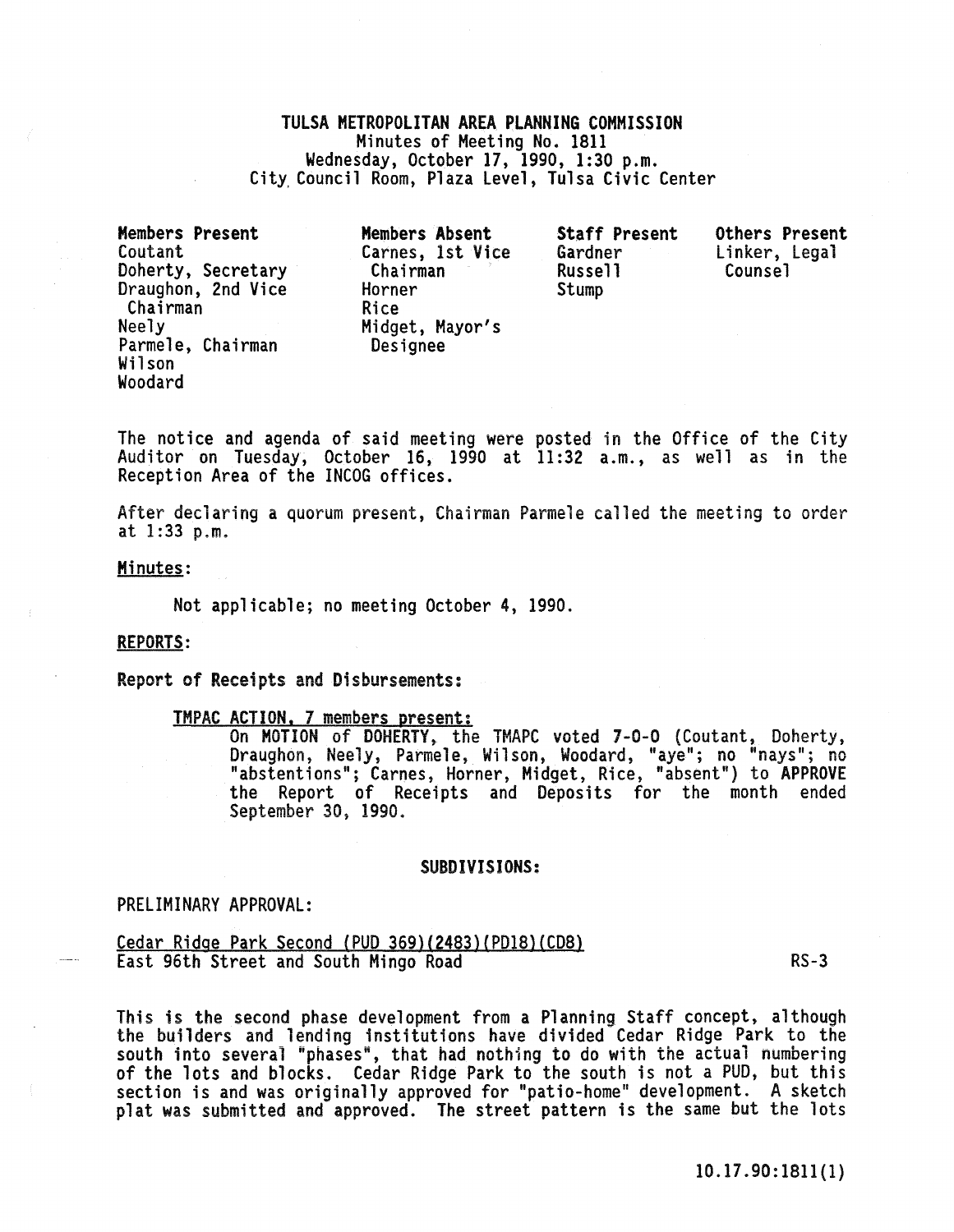# TULSA METROPOLITAN AREA PLANNING COMMISSION

Minutes of Meeting No. 1811
Wednesday, October 17, 1990, 1:30 p.m.
City Council Room, Plaza Level, Tulsa Civic Center

| Members Present | Members Absent | Staff Present | Others Present |
|---|---|---|---|
| Coutant | Carnes, 1st Vice Chairman | Gardner | Linker, Legal Counsel |
| Doherty, Secretary | Horner | Russell | |
| Draughon, 2nd Vice Chairman | Rice | Stump | |
| Neely | Midget, Mayor's Designee | | |
| Parmele, Chairman | | | |
| Wilson | | | |
| Woodard | | | |

The notice and agenda of said meeting were posted in the Office of the City Auditor on Tuesday, October 16, 1990 at 11:32 a.m., as well as in the Reception Area of the INCOG offices.

After declaring a quorum present, Chairman Parmele called the meeting to order at 1:33 p.m.

Minutes:

Not applicable; no meeting October 4, 1990.

**REPORTS:**

**Report of Receipts and Disbursements:**

TMPAC ACTION, 7 members present:

On **MOTION** of **DOHERTY**, the TMAPC voted **7-0-0** (Coutant, Doherty, Draughon, Neely, Parmele, Wilson, Woodard, "aye"; no "nays"; no "abstentions"; Carnes, Horner, Midget, Rice, "absent") to **APPROVE** the Report of Receipts and Deposits for the month ended September 30, 1990.

**SUBDIVISIONS:**

PRELIMINARY APPROVAL:

Cedar Ridge Park Second (PUD 369)(2483)(PD18)(CD8)
East 96th Street and South Mingo Road RS-3

This is the second phase development from a Planning Staff concept, although the builders and lending institutions have divided Cedar Ridge Park to the south into several "phases", that had nothing to do with the actual numbering of the lots and blocks. Cedar Ridge Park to the south is not a PUD, but this section is and was originally approved for "patio-home" development. A sketch plat was submitted and approved. The street pattern is the same but the lots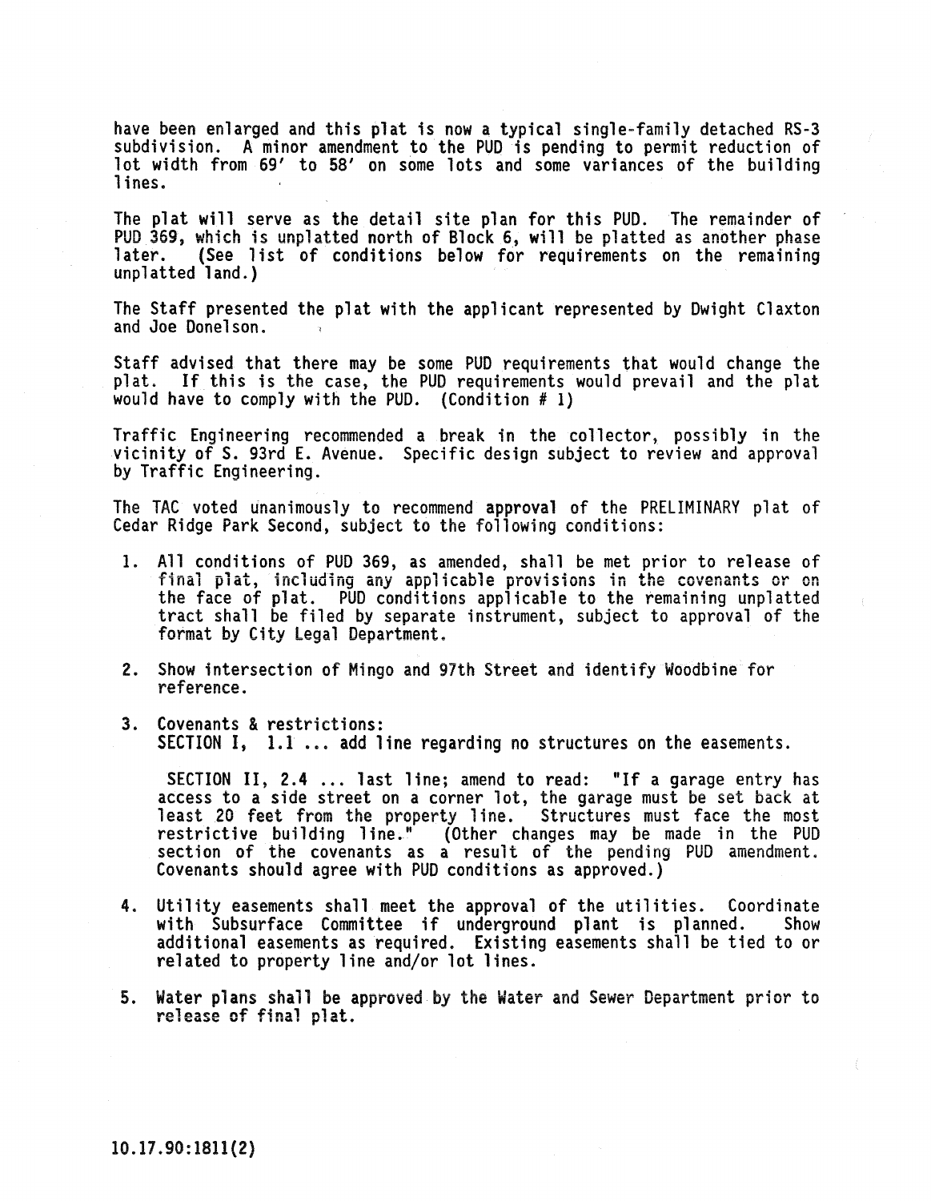have been enlarged and this plat is now a typical single-family detached RS-3 subdivision. A minor amendment to the PUD is pending to permit reduction of lot width from 69' to 58' on some lots and some variances of the building lines.

The plat will serve as the detail site plan for this PUD. The remainder of PUD 369, which is unplatted north of Block 6, will be platted as another phase later. (See list of conditions below for requirements on the remaining unplatted land.)

The Staff presented the plat with the applicant represented by Dwight Claxton and Joe Donelson.

Staff advised that there may be some PUD requirements that would change the plat. If this is the case, the PUD requirements would prevail and the plat would have to comply with the PUD. (Condition # 1)

Traffic Engineering recommended a break in the collector, possibly in the vicinity of S. 93rd E. Avenue. Specific design subject to review and approval by Traffic Engineering.

The TAC voted unanimously to recommend approval of the PRELIMINARY plat of Cedar Ridge Park Second, subject to the following conditions:

1. All conditions of PUD 369, as amended, shall be met prior to release of final plat, including any applicable provisions in the covenants or on the face of plat. PUD conditions applicable to the remaining unplatted tract shall be filed by separate instrument, subject to approval of the format by City Legal Department.

2. Show intersection of Mingo and 97th Street and identify Woodbine for reference.

3. Covenants & restrictions:
   SECTION I, 1.1 ... add line regarding no structures on the easements.

   SECTION II, 2.4 ... last line; amend to read: "If a garage entry has access to a side street on a corner lot, the garage must be set back at least 20 feet from the property line. Structures must face the most restrictive building line." (Other changes may be made in the PUD section of the covenants as a result of the pending PUD amendment. Covenants should agree with PUD conditions as approved.)

4. Utility easements shall meet the approval of the utilities. Coordinate with Subsurface Committee if underground plant is planned. Show additional easements as required. Existing easements shall be tied to or related to property line and/or lot lines.

5. Water plans shall be approved by the Water and Sewer Department prior to release of final plat.

10.17.90:1811(2)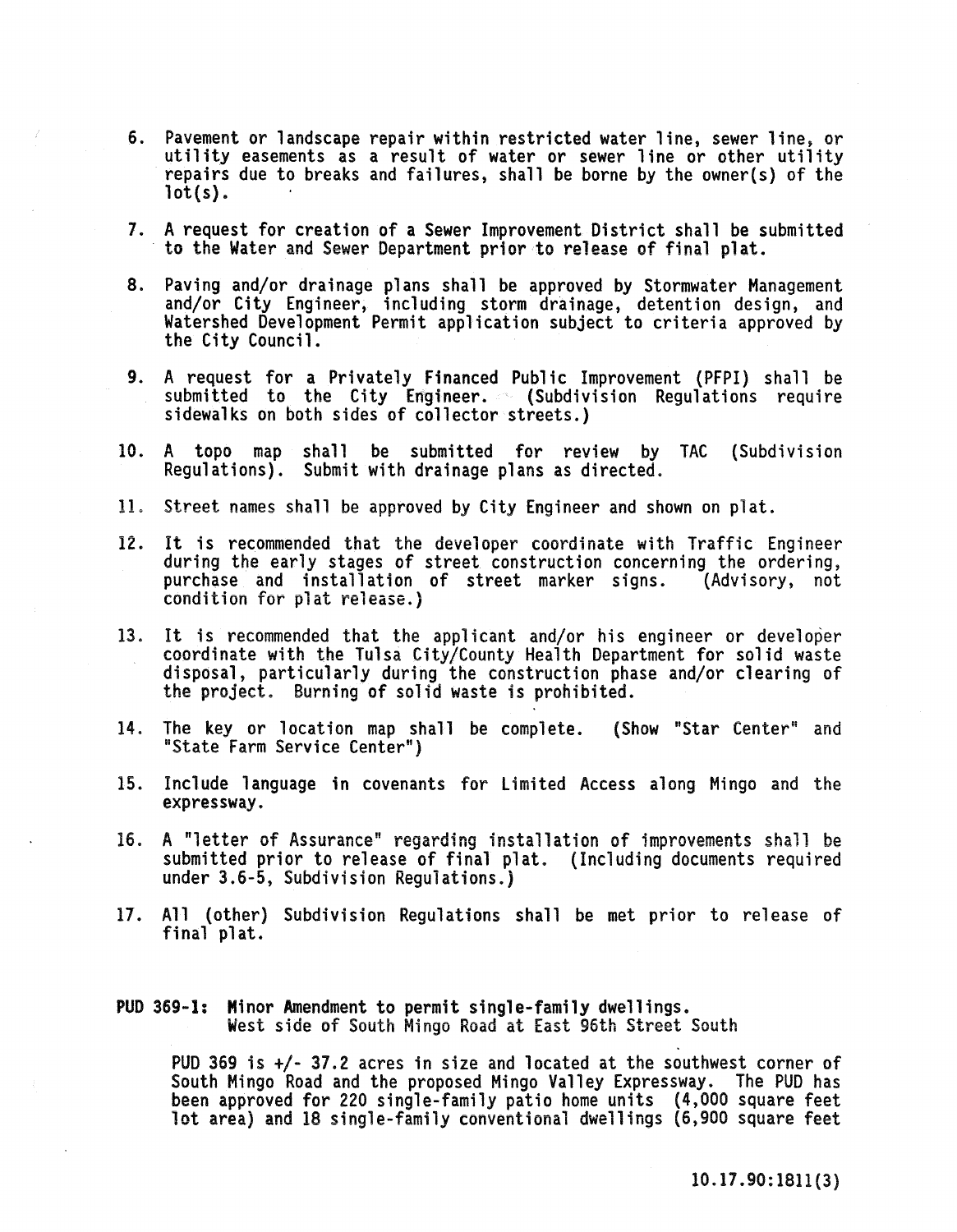6. Pavement or landscape repair within restricted water line, sewer line, or utility easements as a result of water or sewer line or other utility repairs due to breaks and failures, shall be borne by the owner(s) of the lot(s).

7. A request for creation of a Sewer Improvement District shall be submitted to the Water and Sewer Department prior to release of final plat.

8. Paving and/or drainage plans shall be approved by Stormwater Management and/or City Engineer, including storm drainage, detention design, and Watershed Development Permit application subject to criteria approved by the City Council.

9. A request for a Privately Financed Public Improvement (PFPI) shall be submitted to the City Engineer. (Subdivision Regulations require sidewalks on both sides of collector streets.)

10. A topo map shall be submitted for review by TAC (Subdivision Regulations). Submit with drainage plans as directed.

11. Street names shall be approved by City Engineer and shown on plat.

12. It is recommended that the developer coordinate with Traffic Engineer during the early stages of street construction concerning the ordering, purchase and installation of street marker signs. (Advisory, not condition for plat release.)

13. It is recommended that the applicant and/or his engineer or developer coordinate with the Tulsa City/County Health Department for solid waste disposal, particularly during the construction phase and/or clearing of the project. Burning of solid waste is prohibited.

14. The key or location map shall be complete. (Show "Star Center" and "State Farm Service Center")

15. Include language in covenants for Limited Access along Mingo and the expressway.

16. A "letter of Assurance" regarding installation of improvements shall be submitted prior to release of final plat. (Including documents required under 3.6-5, Subdivision Regulations.)

17. All (other) Subdivision Regulations shall be met prior to release of final plat.

**PUD 369-1: Minor Amendment to permit single-family dwellings.**
West side of South Mingo Road at East 96th Street South

PUD 369 is +/- 37.2 acres in size and located at the southwest corner of South Mingo Road and the proposed Mingo Valley Expressway. The PUD has been approved for 220 single-family patio home units (4,000 square feet lot area) and 18 single-family conventional dwellings (6,900 square feet

10.17.90:1811(3)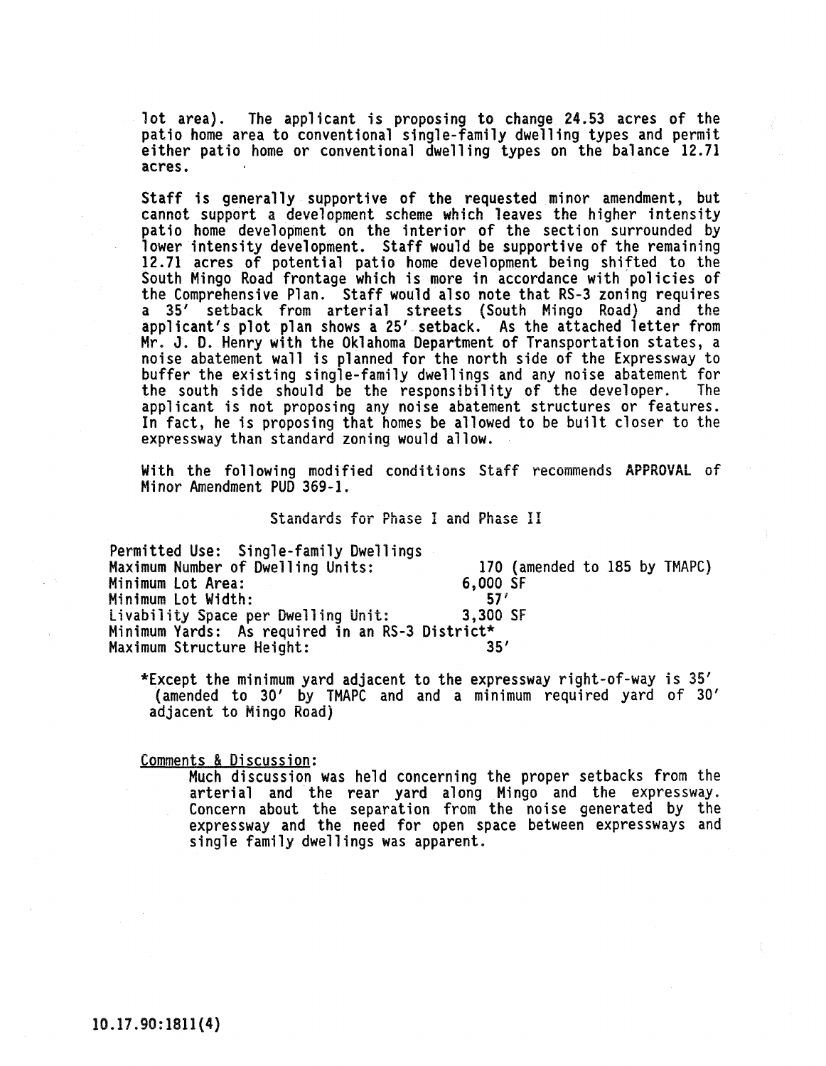lot area). The applicant is proposing to change 24.53 acres of the patio home area to conventional single-family dwelling types and permit either patio home or conventional dwelling types on the balance 12.71 acres.

Staff is generally supportive of the requested minor amendment, but cannot support a development scheme which leaves the higher intensity patio home development on the interior of the section surrounded by lower intensity development. Staff would be supportive of the remaining 12.71 acres of potential patio home development being shifted to the South Mingo Road frontage which is more in accordance with policies of the Comprehensive Plan. Staff would also note that RS-3 zoning requires a 35' setback from arterial streets (South Mingo Road) and the applicant's plot plan shows a 25' setback. As the attached letter from Mr. J. D. Henry with the Oklahoma Department of Transportation states, a noise abatement wall is planned for the north side of the Expressway to buffer the existing single-family dwellings and any noise abatement for the south side should be the responsibility of the developer. The applicant is not proposing any noise abatement structures or features. In fact, he is proposing that homes be allowed to be built closer to the expressway than standard zoning would allow.

With the following modified conditions Staff recommends **APPROVAL** of Minor Amendment PUD 369-1.

Standards for Phase I and Phase II

| | |
|---|---|
| Permitted Use: Single-family Dwellings | |
| Maximum Number of Dwelling Units: | 170 (amended to 185 by TMAPC) |
| Minimum Lot Area: | 6,000 SF |
| Minimum Lot Width: | 57' |
| Livability Space per Dwelling Unit: | 3,300 SF |
| Minimum Yards: As required in an RS-3 District* | |
| Maximum Structure Height: | 35' |

*Except the minimum yard adjacent to the expressway right-of-way is 35' (amended to 30' by TMAPC and and a minimum required yard of 30' adjacent to Mingo Road)

Comments & Discussion:

Much discussion was held concerning the proper setbacks from the arterial and the rear yard along Mingo and the expressway. Concern about the separation from the noise generated by the expressway and the need for open space between expressways and single family dwellings was apparent.

10.17.90:1811(4)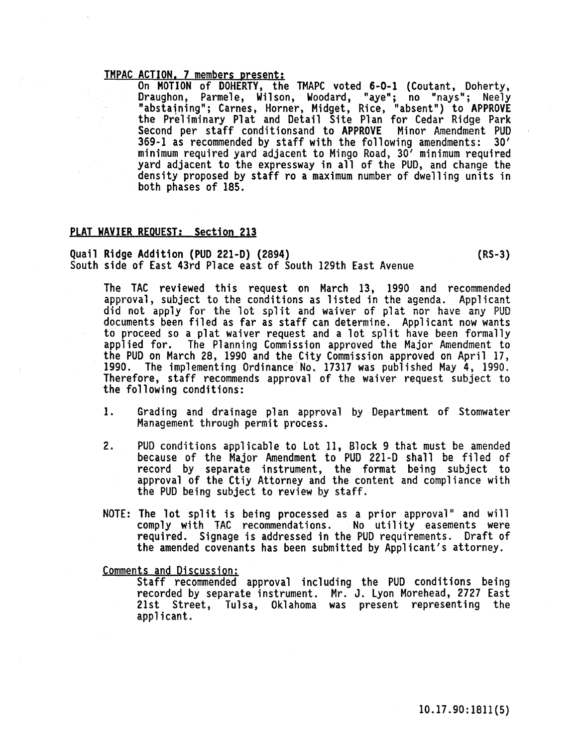**TMPAC ACTION, 7 members present:**

On **MOTION** of **DOHERTY**, the TMAPC voted **6-0-1** (Coutant, Doherty, Draughon, Parmele, Wilson, Woodard, "aye"; no "nays"; Neely "abstaining"; Carnes, Horner, Midget, Rice, "absent") to **APPROVE** the Preliminary Plat and Detail Site Plan for Cedar Ridge Park Second per staff conditionsand to **APPROVE** Minor Amendment PUD 369-1 as recommended by staff with the following amendments: 30' minimum required yard adjacent to Mingo Road, 30' minimum required yard adjacent to the expressway in all of the PUD, and change the density proposed by staff ro a maximum number of dwelling units in both phases of 185.

**PLAT WAVIER REQUEST: Section 213**

**Quail Ridge Addition (PUD 221-D) (2894)** **(RS-3)**
South side of East 43rd Place east of South 129th East Avenue

The TAC reviewed this request on March 13, 1990 and recommended approval, subject to the conditions as listed in the agenda. Applicant did not apply for the lot split and waiver of plat nor have any PUD documents been filed as far as staff can determine. Applicant now wants to proceed so a plat waiver request and a lot split have been formally applied for. The Planning Commission approved the Major Amendment to the PUD on March 28, 1990 and the City Commission approved on April 17, 1990. The implementing Ordinance No. 17317 was published May 4, 1990. Therefore, staff recommends approval of the waiver request subject to the following conditions:

1. Grading and drainage plan approval by Department of Stomwater Management through permit process.

2. PUD conditions applicable to Lot 11, Block 9 that must be amended because of the Major Amendment to PUD 221-D shall be filed of record by separate instrument, the format being subject to approval of the Ctiy Attorney and the content and compliance with the PUD being subject to review by staff.

**NOTE: The lot split is being processed as a prior approval" and will comply with TAC recommendations.** No utility easements were required. Signage is addressed in the PUD requirements. Draft of the amended covenants has been submitted by Applicant's attorney.

Comments and Discussion:

Staff recommended approval including the PUD conditions being recorded by separate instrument. Mr. J. Lyon Morehead, 2727 East 21st Street, Tulsa, Oklahoma was present representing the applicant.

10.17.90:1811(5)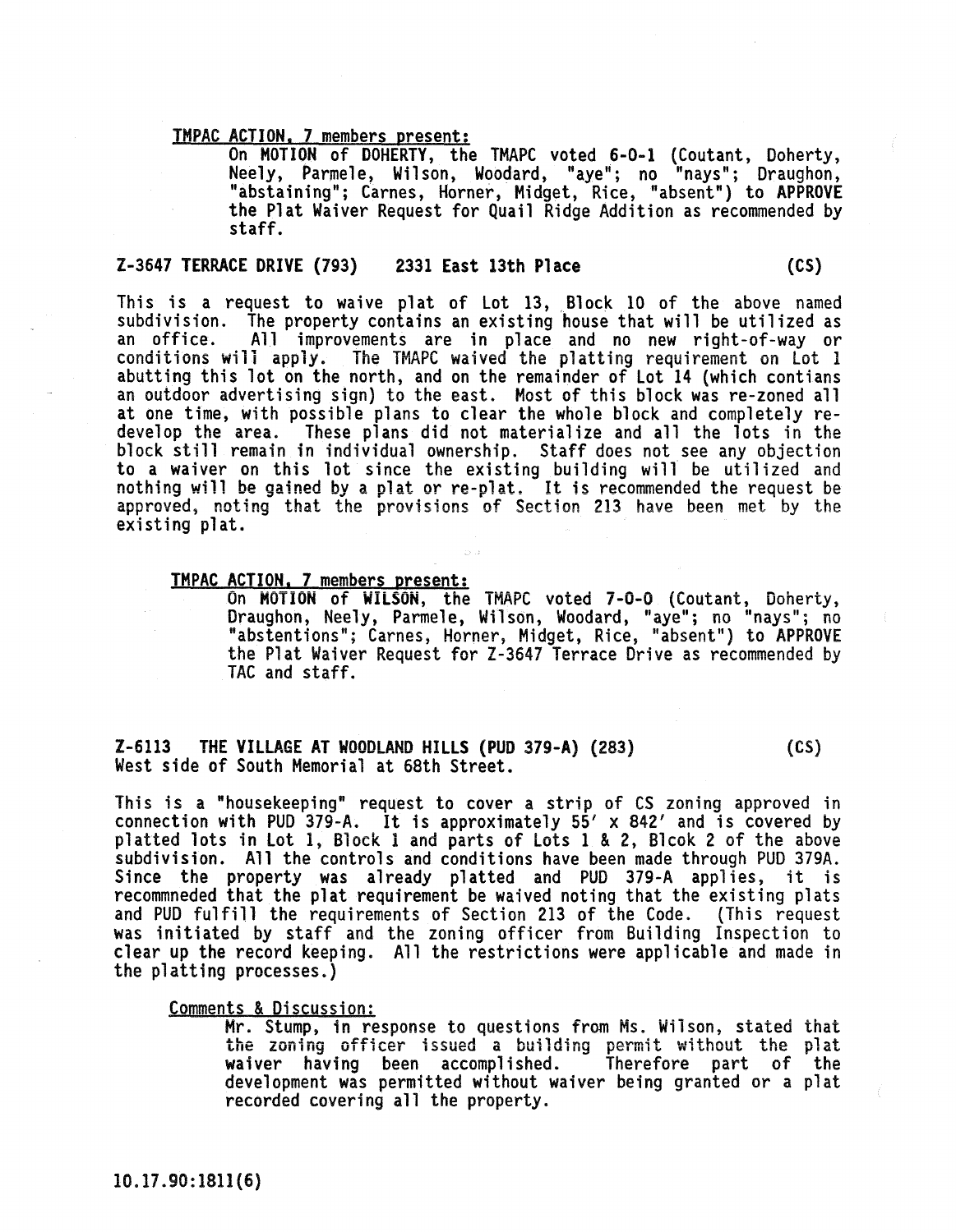TMPAC ACTION, 7 members present:

On **MOTION** of **DOHERTY**, the TMAPC voted 6-0-1 (Coutant, Doherty, Neely, Parmele, Wilson, Woodard, "aye"; no "nays"; Draughon, "abstaining"; Carnes, Horner, Midget, Rice, "absent") to **APPROVE** the Plat Waiver Request for Quail Ridge Addition as recommended by staff.

**Z-3647 TERRACE DRIVE (793) 2331 East 13th Place (CS)**

This is a request to waive plat of Lot 13, Block 10 of the above named subdivision. The property contains an existing house that will be utilized as an office. All improvements are in place and no new right-of-way or conditions will apply. The TMAPC waived the platting requirement on Lot 1 abutting this lot on the north, and on the remainder of Lot 14 (which contians an outdoor advertising sign) to the east. Most of this block was re-zoned all at one time, with possible plans to clear the whole block and completely re-develop the area. These plans did not materialize and all the lots in the block still remain in individual ownership. Staff does not see any objection to a waiver on this lot since the existing building will be utilized and nothing will be gained by a plat or re-plat. It is recommended the request be approved, noting that the provisions of Section 213 have been met by the existing plat.

TMPAC ACTION, 7 members present:

On **MOTION** of **WILSON**, the TMAPC voted 7-0-0 (Coutant, Doherty, Draughon, Neely, Parmele, Wilson, Woodard, "aye"; no "nays"; no "abstentions"; Carnes, Horner, Midget, Rice, "absent") to **APPROVE** the Plat Waiver Request for Z-3647 Terrace Drive as recommended by TAC and staff.

**Z-6113 THE VILLAGE AT WOODLAND HILLS (PUD 379-A) (283) (CS)**
West side of South Memorial at 68th Street.

This is a "housekeeping" request to cover a strip of CS zoning approved in connection with PUD 379-A. It is approximately 55' x 842' and is covered by platted lots in Lot 1, Block 1 and parts of Lots 1 & 2, Blcok 2 of the above subdivision. All the controls and conditions have been made through PUD 379A. Since the property was already platted and PUD 379-A applies, it is recommneded that the plat requirement be waived noting that the existing plats and PUD fulfill the requirements of Section 213 of the Code. (This request was initiated by staff and the zoning officer from Building Inspection to clear up the record keeping. All the restrictions were applicable and made in the platting processes.)

Comments & Discussion:

Mr. Stump, in response to questions from Ms. Wilson, stated that the zoning officer issued a building permit without the plat waiver having been accomplished. Therefore part of the development was permitted without waiver being granted or a plat recorded covering all the property.

10.17.90:1811(6)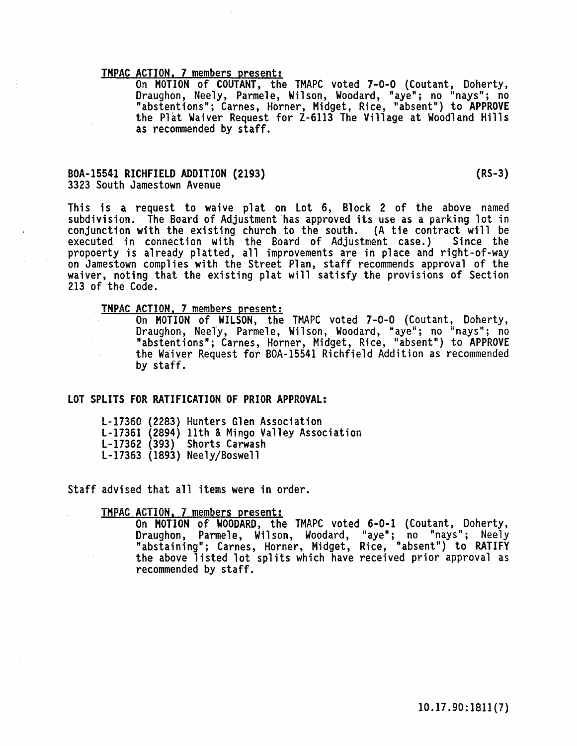**TMPAC ACTION, 7 members present:**

On **MOTION** of **COUTANT**, the TMAPC voted **7-0-0** (Coutant, Doherty, Draughon, Neely, Parmele, Wilson, Woodard, "aye"; no "nays"; no "abstentions"; Carnes, Horner, Midget, Rice, "absent") to **APPROVE** the Plat Waiver Request for Z-6113 The Village at Woodland Hills as recommended by staff.

**BOA-15541 RICHFIELD ADDITION (2193)** **(RS-3)**
3323 South Jamestown Avenue

This is a request to waive plat on Lot 6, Block 2 of the above named subdivision. The Board of Adjustment has approved its use as a parking lot in conjunction with the existing church to the south. (A tie contract will be executed in connection with the Board of Adjustment case.) Since the propoerty is already platted, all improvements are in place and right-of-way on Jamestown complies with the Street Plan, staff recommends approval of the waiver, noting that the existing plat will satisfy the provisions of Section 213 of the Code.

**TMPAC ACTION, 7 members present:**

On **MOTION** of **WILSON**, the TMAPC voted **7-0-0** (Coutant, Doherty, Draughon, Neely, Parmele, Wilson, Woodard, "aye"; no "nays"; no "abstentions"; Carnes, Horner, Midget, Rice, "absent") to **APPROVE** the Waiver Request for BOA-15541 Richfield Addition as recommended by staff.

**LOT SPLITS FOR RATIFICATION OF PRIOR APPROVAL:**

L-17360 (2283) Hunters Glen Association
L-17361 (2894) 11th & Mingo Valley Association
L-17362 (393) Shorts Carwash
L-17363 (1893) Neely/Boswell

Staff advised that all items were in order.

**TMPAC ACTION, 7 members present:**

On **MOTION** of **WOODARD**, the TMAPC voted **6-0-1** (Coutant, Doherty, Draughon, Parmele, Wilson, Woodard, "aye"; no "nays"; Neely "abstaining"; Carnes, Horner, Midget, Rice, "absent") to **RATIFY** the above listed lot splits which have received prior approval as recommended by staff.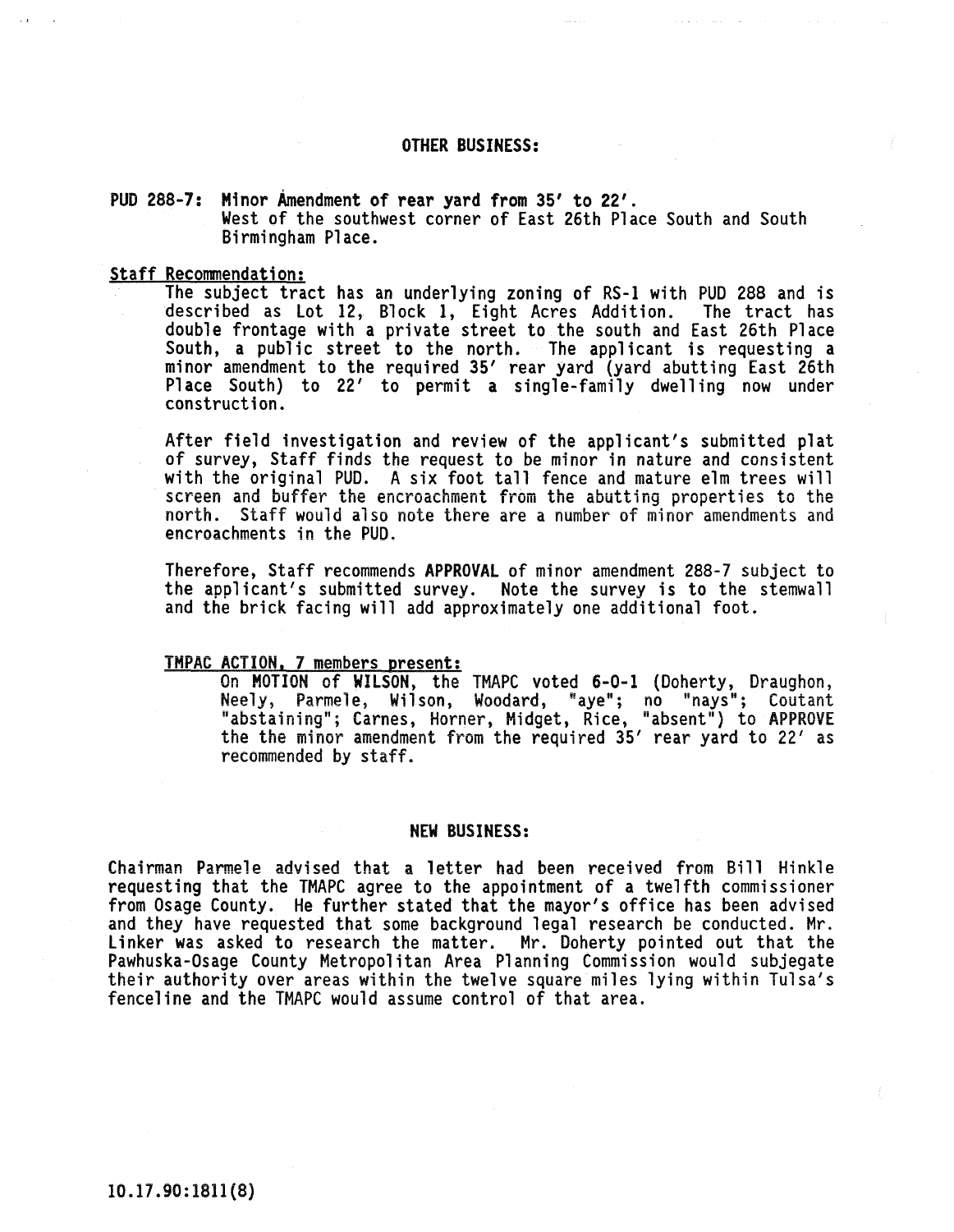## OTHER BUSINESS:

**PUD 288-7: Minor Amendment of rear yard from 35' to 22'.**
West of the southwest corner of East 26th Place South and South Birmingham Place.

**Staff Recommendation:**

The subject tract has an underlying zoning of RS-1 with PUD 288 and is described as Lot 12, Block 1, Eight Acres Addition. The tract has double frontage with a private street to the south and East 26th Place South, a public street to the north. The applicant is requesting a minor amendment to the required 35' rear yard (yard abutting East 26th Place South) to 22' to permit a single-family dwelling now under construction.

After field investigation and review of the applicant's submitted plat of survey, Staff finds the request to be minor in nature and consistent with the original PUD. A six foot tall fence and mature elm trees will screen and buffer the encroachment from the abutting properties to the north. Staff would also note there are a number of minor amendments and encroachments in the PUD.

Therefore, Staff recommends **APPROVAL** of minor amendment 288-7 subject to the applicant's submitted survey. Note the survey is to the stemwall and the brick facing will add approximately one additional foot.

**TMPAC ACTION, 7 members present:**

On **MOTION** of **WILSON**, the TMAPC voted **6-0-1** (Doherty, Draughon, Neely, Parmele, Wilson, Woodard, "aye"; no "nays"; Coutant "abstaining"; Carnes, Horner, Midget, Rice, "absent") to **APPROVE** the the minor amendment from the required 35' rear yard to 22' as recommended by staff.

## NEW BUSINESS:

Chairman Parmele advised that a letter had been received from Bill Hinkle requesting that the TMAPC agree to the appointment of a twelfth commissioner from Osage County. He further stated that the mayor's office has been advised and they have requested that some background legal research be conducted. Mr. Linker was asked to research the matter. Mr. Doherty pointed out that the Pawhuska-Osage County Metropolitan Area Planning Commission would subjegate their authority over areas within the twelve square miles lying within Tulsa's fenceline and the TMAPC would assume control of that area.

10.17.90:1811(8)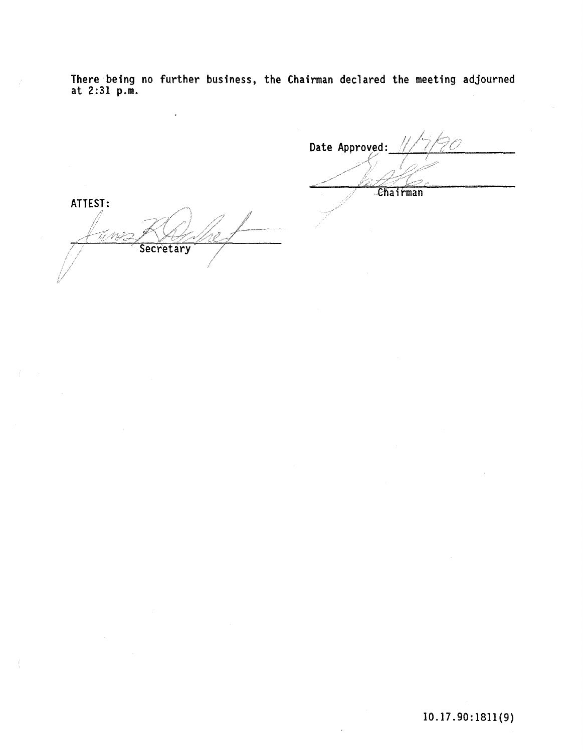There being no further business, the Chairman declared the meeting adjourned at 2:31 p.m.

Date Approved: 11/7/90

Chairman

ATTEST:

Secretary

10.17.90:1811(9)